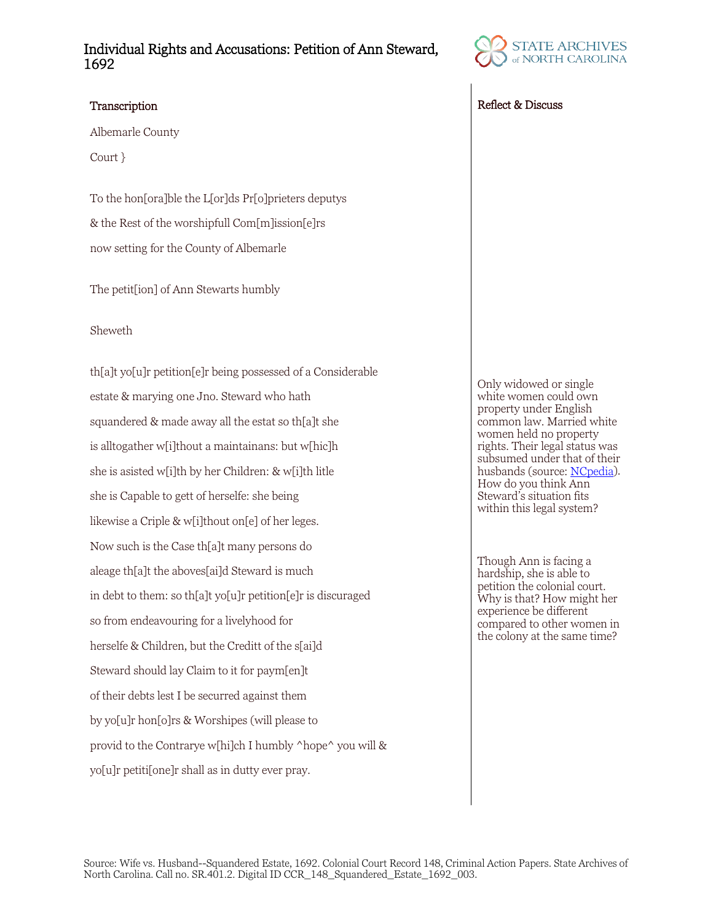# Individual Rights and Accusations: Petition of Ann Steward, 1692

## Transcription

Albemarle County

Court }

To the hon[ora]ble the L[or]ds Pr[o]prieters deputys

& the Rest of the worshipfull Com[m]ission[e]rs

now setting for the County of Albemarle

The petit[ion] of Ann Stewarts humbly

Sheweth

th[a]t yo[u]r petition[e]r being possessed of a Considerable

estate & marying one Jno. Steward who hath

squandered & made away all the estat so th[a]t she

is alltogather w[i]thout a maintainans: but w[hic]h

she is asisted w[i]th by her Children: & w[i]th litle

she is Capable to gett of herselfe: she being

likewise a Criple & w[i]thout on[e] of her leges.

Now such is the Case th[a]t many persons do

aleage th[a]t the aboves[ai]d Steward is much

in debt to them: so th[a]t yo[u]r petition[e]r is discuraged

so from endeavouring for a livelyhood for

herselfe & Children, but the Creditt of the s[ai]d

Steward should lay Claim to it for paym[en]t

of their debts lest I be securred against them

by yo[u]r hon[o]rs & Worshipes (will please to

provid to the Contrarye w[hi]ch I humbly ^hope^ you will &

yo[u]r petiti[one]r shall as in dutty ever pray.

## Reflect & Discuss

Only widowed or single white women could own property under English common law. Married white women held no property rights. Their legal status was subsumed under that of their husbands (source: NCpedia). How do you think Ann Steward's situation fits within this legal system?

Though Ann is facing a hardship, she is able to petition the colonial court. Why is that? How might her experience be different compared to other women in the colony at the same time?

Source: Wife vs. Husband--Squandered Estate, 1692. Colonial Court Record 148, Criminal Action Papers. State Archives of North Carolina. Call no. SR.401.2. Digital ID CCR_148_Squandered_Estate_1692_003.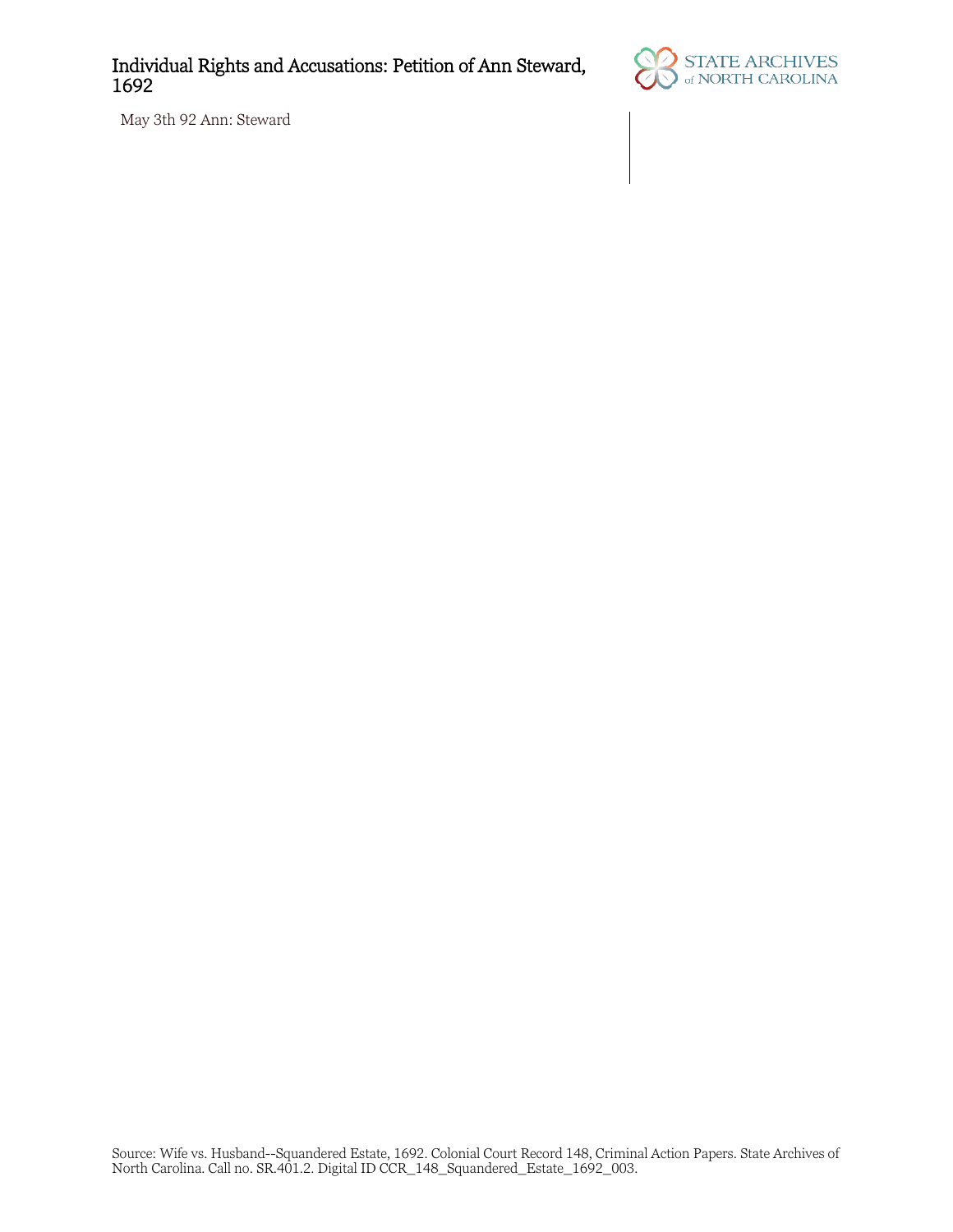May 3th 92 Ann: Steward

Source: Wife vs. Husband--Squandered Estate, 1692. Colonial Court Record 148, Criminal Action Papers. State Archives of North Carolina. Call no. SR.401.2. Digital ID CCR_148_Squandered_Estate_1692_003.